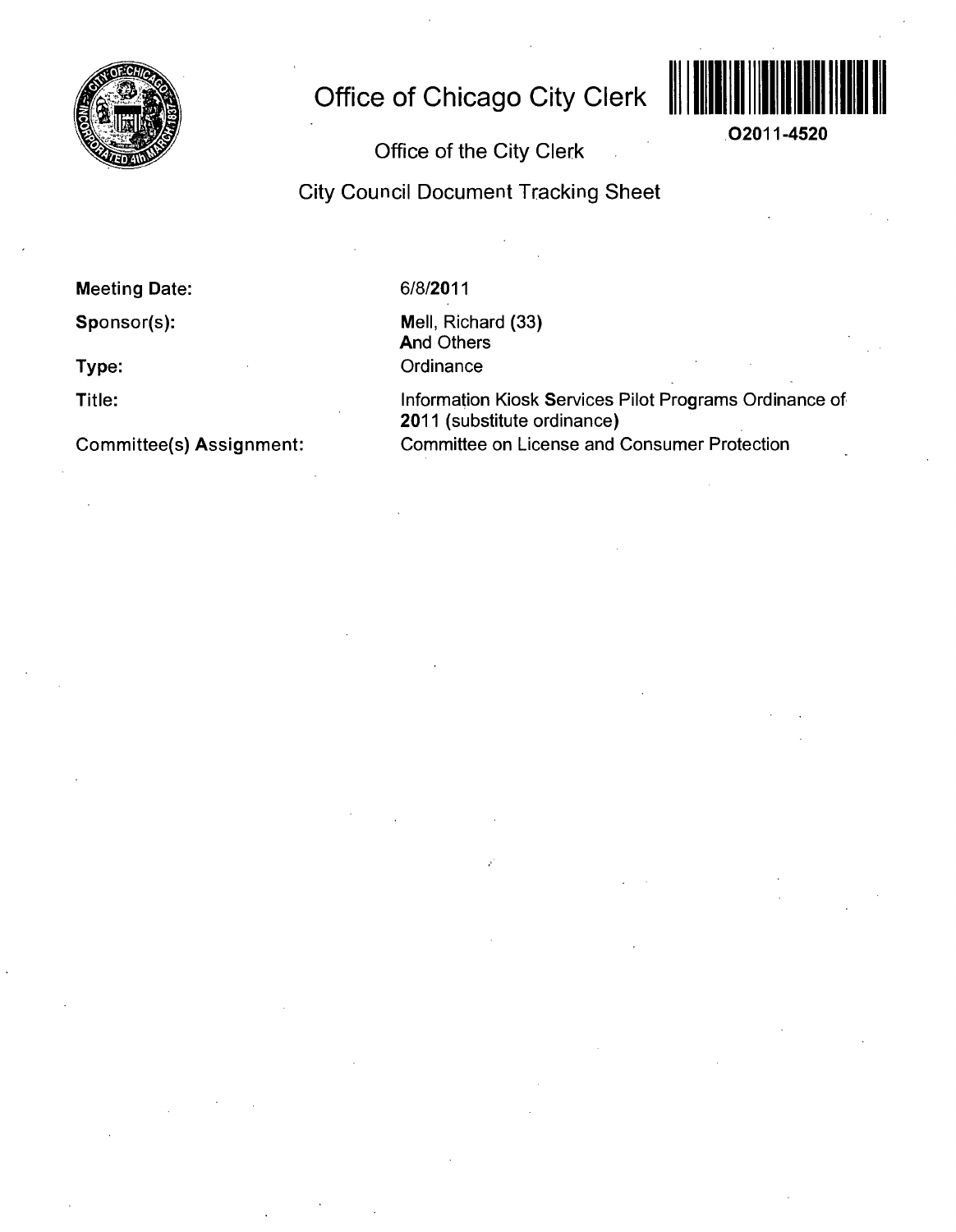# Office of Chicago City Clerk

O2011-4520

Office of the City Clerk

City Council Document Tracking Sheet

**Meeting Date:** 6/8/2011

**Sponsor(s):** Mell, Richard (33)
And Others

**Type:** Ordinance

**Title:** Information Kiosk Services Pilot Programs Ordinance of 2011 (substitute ordinance)

**Committee(s) Assignment:** Committee on License and Consumer Protection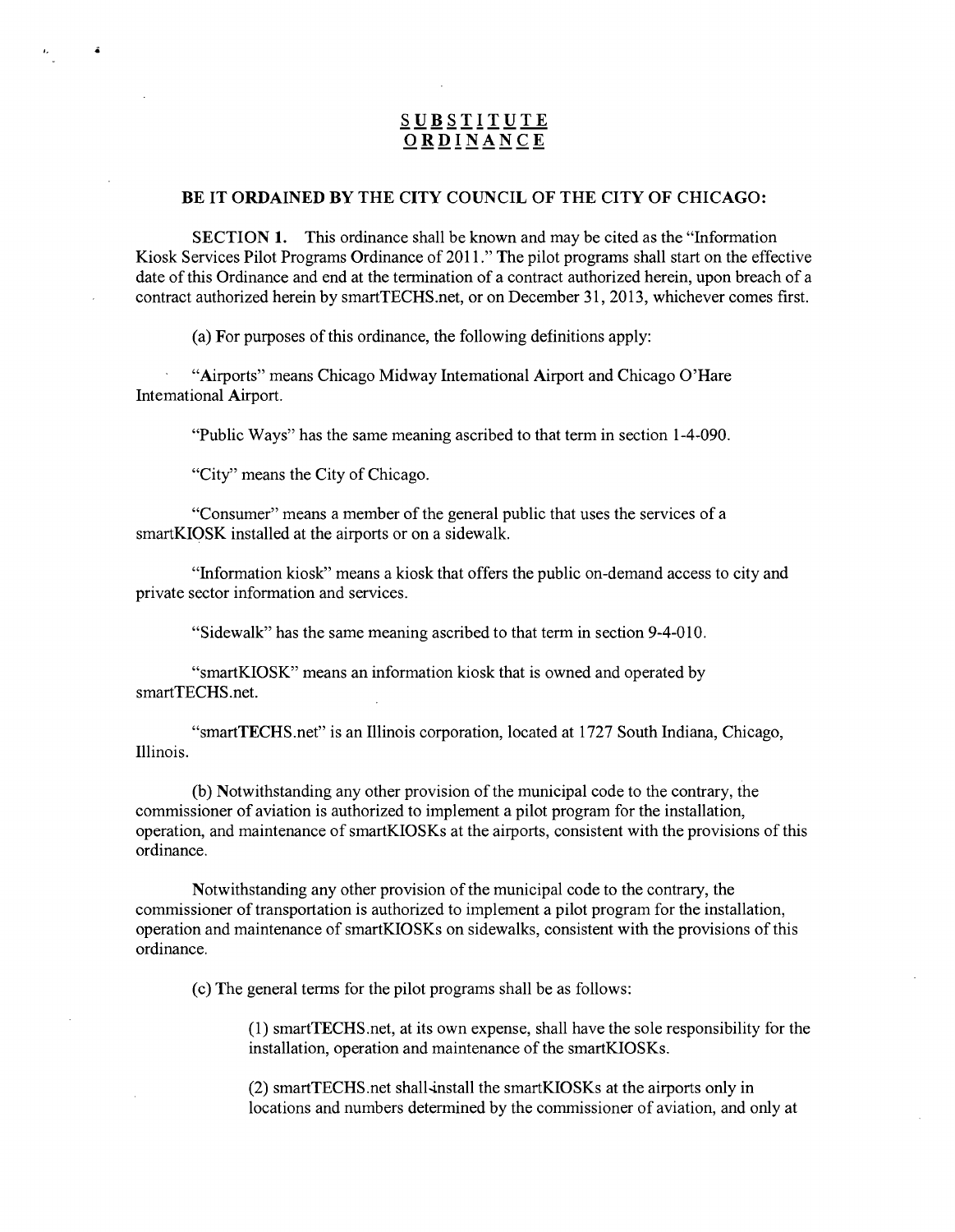# SUBSTITUTE ORDINANCE

**BE IT ORDAINED BY THE CITY COUNCIL OF THE CITY OF CHICAGO:**

**SECTION 1.** This ordinance shall be known and may be cited as the "Information Kiosk Services Pilot Programs Ordinance of 2011." The pilot programs shall start on the effective date of this Ordinance and end at the termination of a contract authorized herein, upon breach of a contract authorized herein by smartTECHS.net, or on December 31, 2013, whichever comes first.

(a) For purposes of this ordinance, the following definitions apply:

"Airports" means Chicago Midway International Airport and Chicago O'Hare International Airport.

"Public Ways" has the same meaning ascribed to that term in section 1-4-090.

"City" means the City of Chicago.

"Consumer" means a member of the general public that uses the services of a smartKIOSK installed at the airports or on a sidewalk.

"Information kiosk" means a kiosk that offers the public on-demand access to city and private sector information and services.

"Sidewalk" has the same meaning ascribed to that term in section 9-4-010.

"smartKIOSK" means an information kiosk that is owned and operated by smartTECHS.net.

"smartTECHS.net" is an Illinois corporation, located at 1727 South Indiana, Chicago, Illinois.

(b) Notwithstanding any other provision of the municipal code to the contrary, the commissioner of aviation is authorized to implement a pilot program for the installation, operation, and maintenance of smartKIOSKs at the airports, consistent with the provisions of this ordinance.

Notwithstanding any other provision of the municipal code to the contrary, the commissioner of transportation is authorized to implement a pilot program for the installation, operation and maintenance of smartKIOSKs on sidewalks, consistent with the provisions of this ordinance.

(c) The general terms for the pilot programs shall be as follows:

(1) smartTECHS.net, at its own expense, shall have the sole responsibility for the installation, operation and maintenance of the smartKIOSKs.

(2) smartTECHS.net shall install the smartKIOSKs at the airports only in locations and numbers determined by the commissioner of aviation, and only at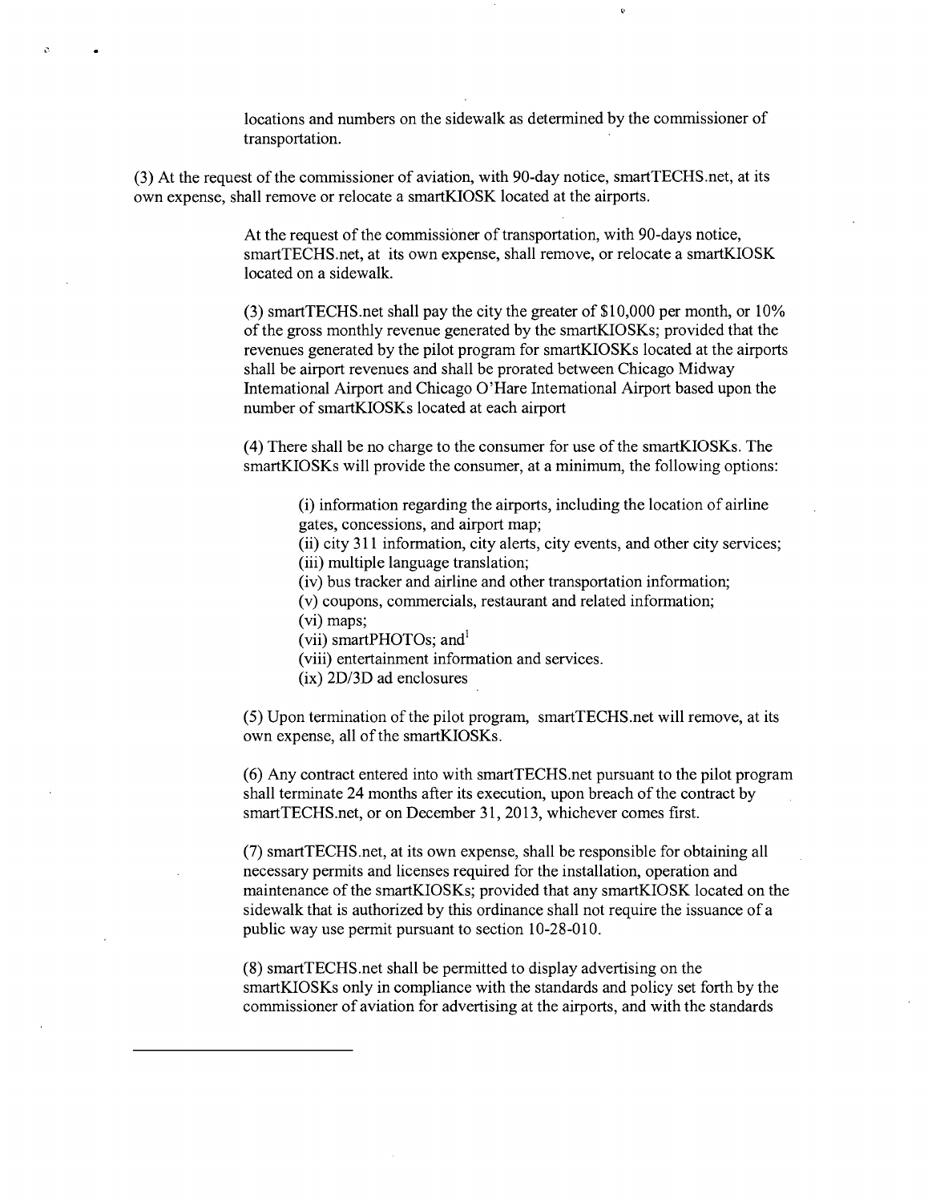locations and numbers on the sidewalk as determined by the commissioner of transportation.

(3) At the request of the commissioner of aviation, with 90-day notice, smartTECHS.net, at its own expense, shall remove or relocate a smartKIOSK located at the airports.

At the request of the commissioner of transportation, with 90-days notice, smartTECHS.net, at its own expense, shall remove, or relocate a smartKIOSK located on a sidewalk.

(3) smartTECHS.net shall pay the city the greater of $10,000 per month, or 10% of the gross monthly revenue generated by the smartKIOSKs; provided that the revenues generated by the pilot program for smartKIOSKs located at the airports shall be airport revenues and shall be prorated between Chicago Midway International Airport and Chicago O'Hare International Airport based upon the number of smartKIOSKs located at each airport

(4) There shall be no charge to the consumer for use of the smartKIOSKs. The smartKIOSKs will provide the consumer, at a minimum, the following options:

(i) information regarding the airports, including the location of airline gates, concessions, and airport map;
(ii) city 311 information, city alerts, city events, and other city services;
(iii) multiple language translation;
(iv) bus tracker and airline and other transportation information;
(v) coupons, commercials, restaurant and related information;
(vi) maps;
(vii) smartPHOTOs; and[1]
(viii) entertainment information and services.
(ix) 2D/3D ad enclosures

(5) Upon termination of the pilot program, smartTECHS.net will remove, at its own expense, all of the smartKIOSKs.

(6) Any contract entered into with smartTECHS.net pursuant to the pilot program shall terminate 24 months after its execution, upon breach of the contract by smartTECHS.net, or on December 31, 2013, whichever comes first.

(7) smartTECHS.net, at its own expense, shall be responsible for obtaining all necessary permits and licenses required for the installation, operation and maintenance of the smartKIOSKs; provided that any smartKIOSK located on the sidewalk that is authorized by this ordinance shall not require the issuance of a public way use permit pursuant to section 10-28-010.

(8) smartTECHS.net shall be permitted to display advertising on the smartKIOSKs only in compliance with the standards and policy set forth by the commissioner of aviation for advertising at the airports, and with the standards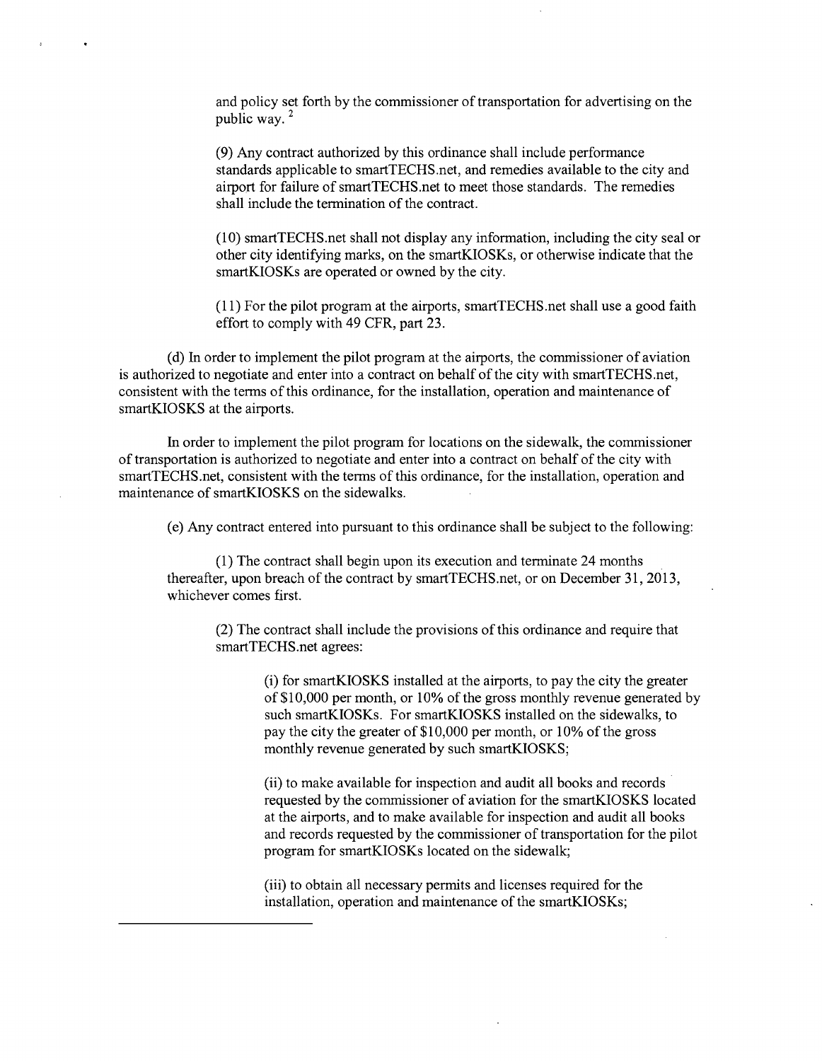and policy set forth by the commissioner of transportation for advertising on the public way. [2]

(9) Any contract authorized by this ordinance shall include performance standards applicable to smartTECHS.net, and remedies available to the city and airport for failure of smartTECHS.net to meet those standards. The remedies shall include the termination of the contract.

(10) smartTECHS.net shall not display any information, including the city seal or other city identifying marks, on the smartKIOSKs, or otherwise indicate that the smartKIOSKs are operated or owned by the city.

(11) For the pilot program at the airports, smartTECHS.net shall use a good faith effort to comply with 49 CFR, part 23.

(d) In order to implement the pilot program at the airports, the commissioner of aviation is authorized to negotiate and enter into a contract on behalf of the city with smartTECHS.net, consistent with the terms of this ordinance, for the installation, operation and maintenance of smartKIOSKS at the airports.

In order to implement the pilot program for locations on the sidewalk, the commissioner of transportation is authorized to negotiate and enter into a contract on behalf of the city with smartTECHS.net, consistent with the terms of this ordinance, for the installation, operation and maintenance of smartKIOSKS on the sidewalks.

(e) Any contract entered into pursuant to this ordinance shall be subject to the following:

(1) The contract shall begin upon its execution and terminate 24 months thereafter, upon breach of the contract by smartTECHS.net, or on December 31, 2013, whichever comes first.

(2) The contract shall include the provisions of this ordinance and require that smartTECHS.net agrees:

(i) for smartKIOSKS installed at the airports, to pay the city the greater of $10,000 per month, or 10% of the gross monthly revenue generated by such smartKIOSKs. For smartKIOSKS installed on the sidewalks, to pay the city the greater of $10,000 per month, or 10% of the gross monthly revenue generated by such smartKIOSKS;

(ii) to make available for inspection and audit all books and records requested by the commissioner of aviation for the smartKIOSKS located at the airports, and to make available for inspection and audit all books and records requested by the commissioner of transportation for the pilot program for smartKIOSKs located on the sidewalk;

(iii) to obtain all necessary permits and licenses required for the installation, operation and maintenance of the smartKIOSKs;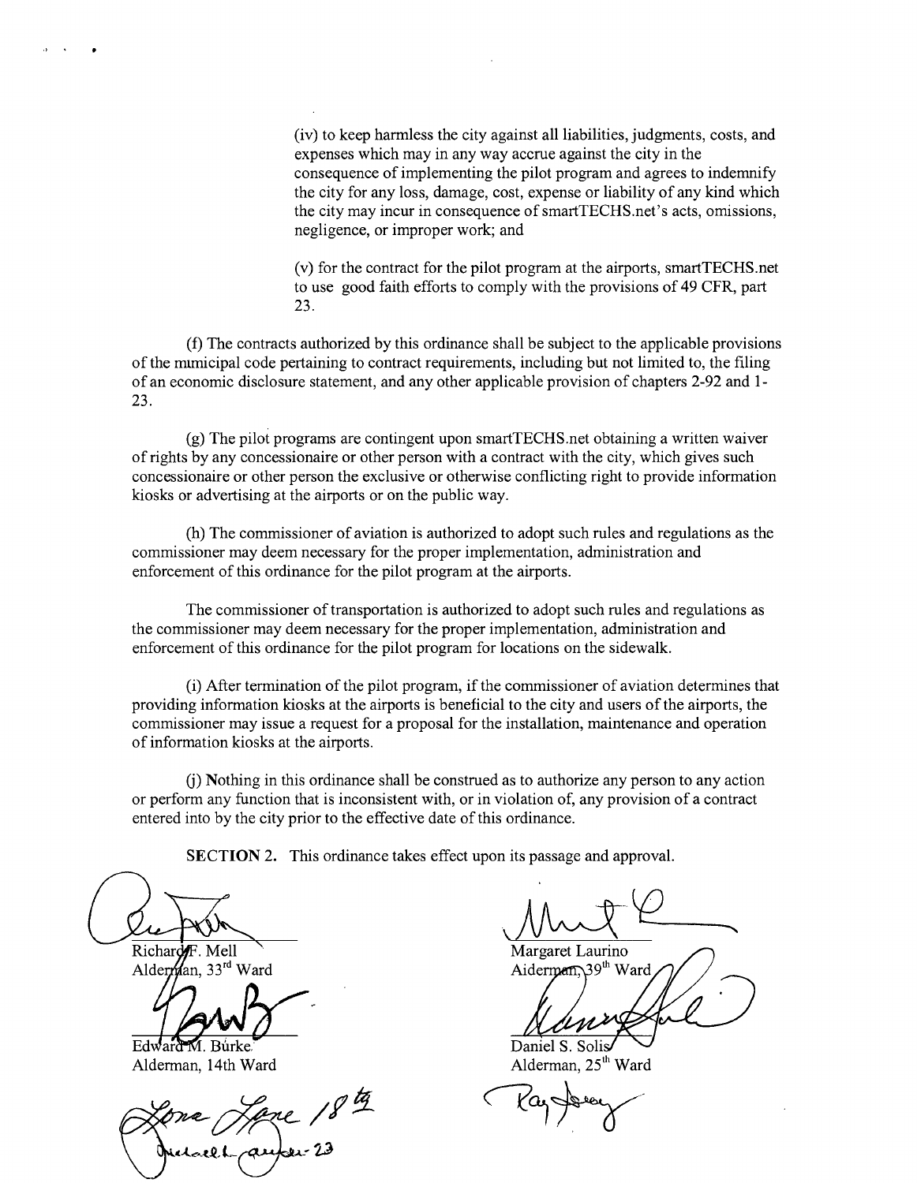(iv) to keep harmless the city against all liabilities, judgments, costs, and expenses which may in any way accrue against the city in the consequence of implementing the pilot program and agrees to indemnify the city for any loss, damage, cost, expense or liability of any kind which the city may incur in consequence of smartTECHS.net's acts, omissions, negligence, or improper work; and

(v) for the contract for the pilot program at the airports, smartTECHS.net to use good faith efforts to comply with the provisions of 49 CFR, part 23.

(f) The contracts authorized by this ordinance shall be subject to the applicable provisions of the municipal code pertaining to contract requirements, including but not limited to, the filing of an economic disclosure statement, and any other applicable provision of chapters 2-92 and 1-23.

(g) The pilot programs are contingent upon smartTECHS.net obtaining a written waiver of rights by any concessionaire or other person with a contract with the city, which gives such concessionaire or other person the exclusive or otherwise conflicting right to provide information kiosks or advertising at the airports or on the public way.

(h) The commissioner of aviation is authorized to adopt such rules and regulations as the commissioner may deem necessary for the proper implementation, administration and enforcement of this ordinance for the pilot program at the airports.

The commissioner of transportation is authorized to adopt such rules and regulations as the commissioner may deem necessary for the proper implementation, administration and enforcement of this ordinance for the pilot program for locations on the sidewalk.

(i) After termination of the pilot program, if the commissioner of aviation determines that providing information kiosks at the airports is beneficial to the city and users of the airports, the commissioner may issue a request for a proposal for the installation, maintenance and operation of information kiosks at the airports.

(j) Nothing in this ordinance shall be construed as to authorize any person to any action or perform any function that is inconsistent with, or in violation of, any provision of a contract entered into by the city prior to the effective date of this ordinance.

**SECTION 2.** This ordinance takes effect upon its passage and approval.

Richard F. Mell
Alderman, 33rd Ward

Margaret Laurino
Alderman, 39th Ward

Edward M. Burke
Alderman, 14th Ward

Daniel S. Solis
Alderman, 25th Ward

Gene Lane 18th
Michael Chandler 23